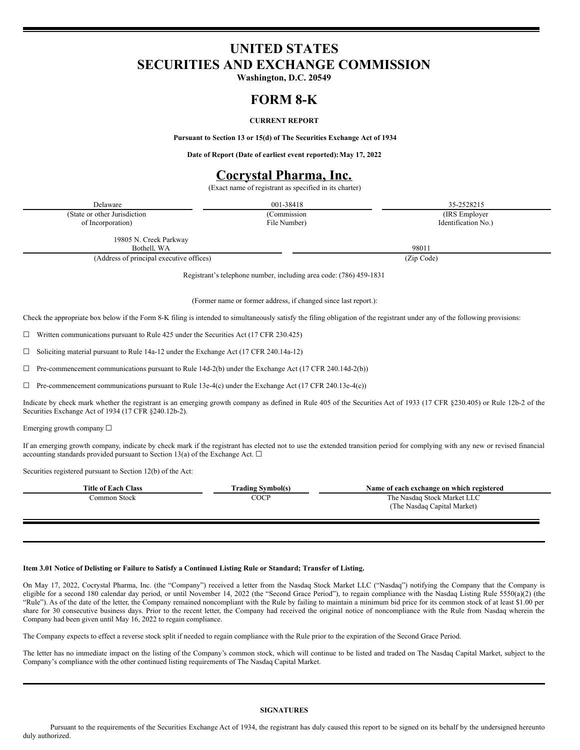# UNITED STATES
# SECURITIES AND EXCHANGE COMMISSION

**Washington, D.C. 20549**

# FORM 8-K

**CURRENT REPORT**

**Pursuant to Section 13 or 15(d) of The Securities Exchange Act of 1934**

**Date of Report (Date of earliest event reported): May 17, 2022**

## Cocrystal Pharma, Inc.

(Exact name of registrant as specified in its charter)

| Delaware | 001-38418 | 35-2528215 |
|---|---|---|
| (State or other Jurisdiction of Incorporation) | (Commission File Number) | (IRS Employer Identification No.) |

| 19805 N. Creek Parkway Bothell, WA | 98011 |
|---|---|
| (Address of principal executive offices) | (Zip Code) |

Registrant's telephone number, including area code: (786) 459-1831

(Former name or former address, if changed since last report.):

Check the appropriate box below if the Form 8-K filing is intended to simultaneously satisfy the filing obligation of the registrant under any of the following provisions:

☐ Written communications pursuant to Rule 425 under the Securities Act (17 CFR 230.425)

☐ Soliciting material pursuant to Rule 14a-12 under the Exchange Act (17 CFR 240.14a-12)

☐ Pre-commencement communications pursuant to Rule 14d-2(b) under the Exchange Act (17 CFR 240.14d-2(b))

☐ Pre-commencement communications pursuant to Rule 13e-4(c) under the Exchange Act (17 CFR 240.13e-4(c))

Indicate by check mark whether the registrant is an emerging growth company as defined in Rule 405 of the Securities Act of 1933 (17 CFR §230.405) or Rule 12b-2 of the Securities Exchange Act of 1934 (17 CFR §240.12b-2).

Emerging growth company ☐

If an emerging growth company, indicate by check mark if the registrant has elected not to use the extended transition period for complying with any new or revised financial accounting standards provided pursuant to Section 13(a) of the Exchange Act. ☐

Securities registered pursuant to Section 12(b) of the Act:

| Title of Each Class | Trading Symbol(s) | Name of each exchange on which registered |
|---|---|---|
| Common Stock | COCP | The Nasdaq Stock Market LLC (The Nasdaq Capital Market) |

**Item 3.01 Notice of Delisting or Failure to Satisfy a Continued Listing Rule or Standard; Transfer of Listing.**

On May 17, 2022, Cocrystal Pharma, Inc. (the "Company") received a letter from the Nasdaq Stock Market LLC ("Nasdaq") notifying the Company that the Company is eligible for a second 180 calendar day period, or until November 14, 2022 (the "Second Grace Period"), to regain compliance with the Nasdaq Listing Rule 5550(a)(2) (the "Rule"). As of the date of the letter, the Company remained noncompliant with the Rule by failing to maintain a minimum bid price for its common stock of at least $1.00 per share for 30 consecutive business days. Prior to the recent letter, the Company had received the original notice of noncompliance with the Rule from Nasdaq wherein the Company had been given until May 16, 2022 to regain compliance.

The Company expects to effect a reverse stock split if needed to regain compliance with the Rule prior to the expiration of the Second Grace Period.

The letter has no immediate impact on the listing of the Company's common stock, which will continue to be listed and traded on The Nasdaq Capital Market, subject to the Company's compliance with the other continued listing requirements of The Nasdaq Capital Market.

**SIGNATURES**

Pursuant to the requirements of the Securities Exchange Act of 1934, the registrant has duly caused this report to be signed on its behalf by the undersigned hereunto duly authorized.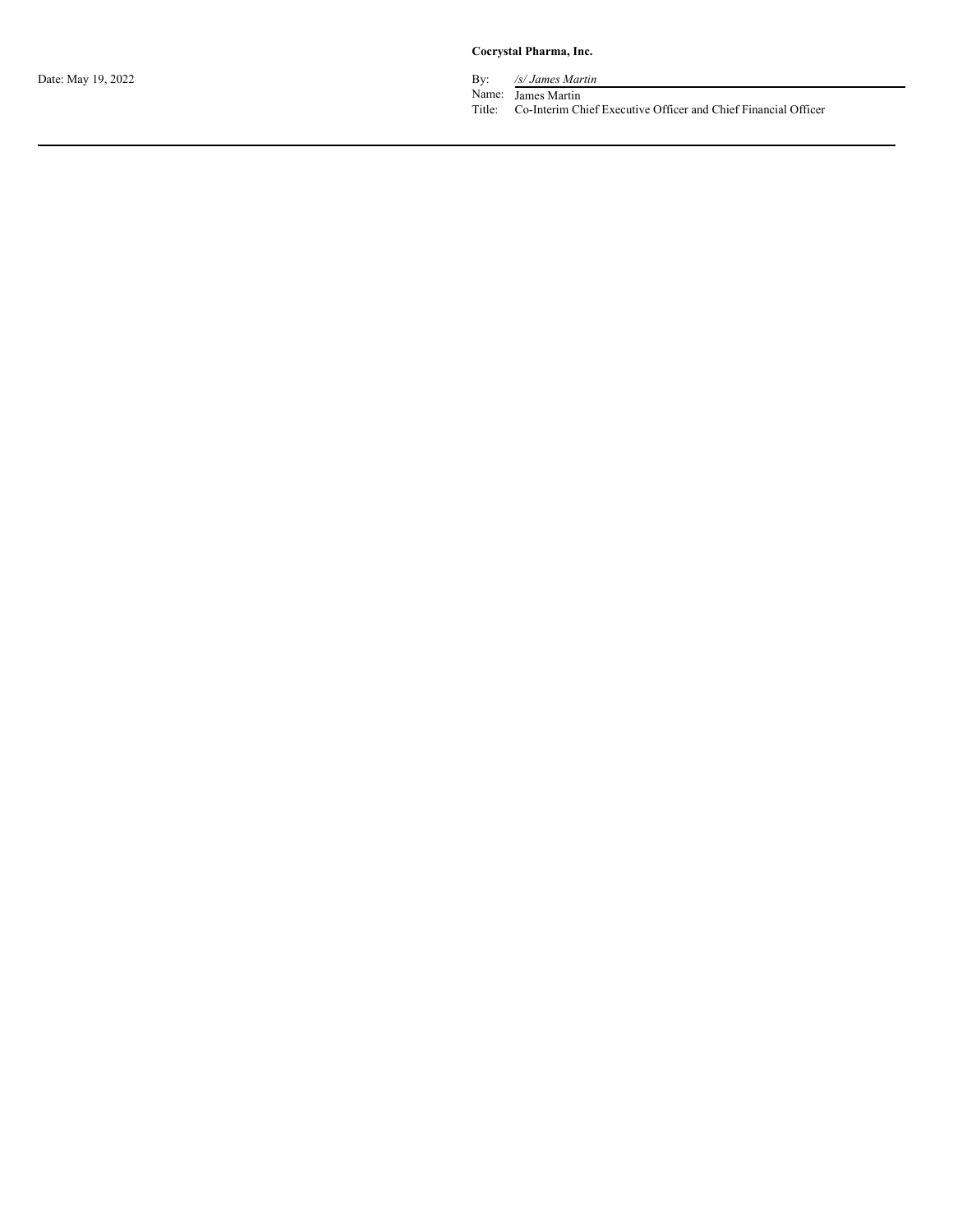**Cocrystal Pharma, Inc.**

Date: May 19, 2022

By: */s/ James Martin*

Name: James Martin

Title: Co-Interim Chief Executive Officer and Chief Financial Officer